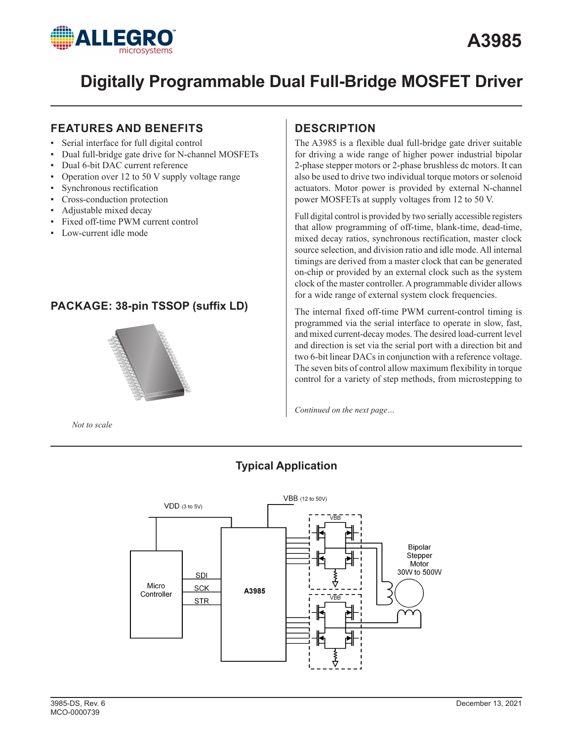# A3985

# Digitally Programmable Dual Full-Bridge MOSFET Driver

## FEATURES AND BENEFITS

- Serial interface for full digital control
- Dual full-bridge gate drive for N-channel MOSFETs
- Dual 6-bit DAC current reference
- Operation over 12 to 50 V supply voltage range
- Synchronous rectification
- Cross-conduction protection
- Adjustable mixed decay
- Fixed off-time PWM current control
- Low-current idle mode

## PACKAGE: 38-pin TSSOP (suffix LD)

*Not to scale*

## DESCRIPTION

The A3985 is a flexible dual full-bridge gate driver suitable for driving a wide range of higher power industrial bipolar 2-phase stepper motors or 2-phase brushless dc motors. It can also be used to drive two individual torque motors or solenoid actuators. Motor power is provided by external N-channel power MOSFETs at supply voltages from 12 to 50 V.

Full digital control is provided by two serially accessible registers that allow programming of off-time, blank-time, dead-time, mixed decay ratios, synchronous rectification, master clock source selection, and division ratio and idle mode. All internal timings are derived from a master clock that can be generated on-chip or provided by an external clock such as the system clock of the master controller. A programmable divider allows for a wide range of external system clock frequencies.

The internal fixed off-time PWM current-control timing is programmed via the serial interface to operate in slow, fast, and mixed current-decay modes. The desired load-current level and direction is set via the serial port with a direction bit and two 6-bit linear DACs in conjunction with a reference voltage. The seven bits of control allow maximum flexibility in torque control for a variety of step methods, from microstepping to

*Continued on the next page…*

## Typical Application

VDD (3 to 5V)

VBB (12 to 50V)

Micro Controller

SDI

SCK

STR

A3985

Bipolar Stepper Motor 30W to 500W

3985-DS, Rev. 6
MCO-0000739

December 13, 2021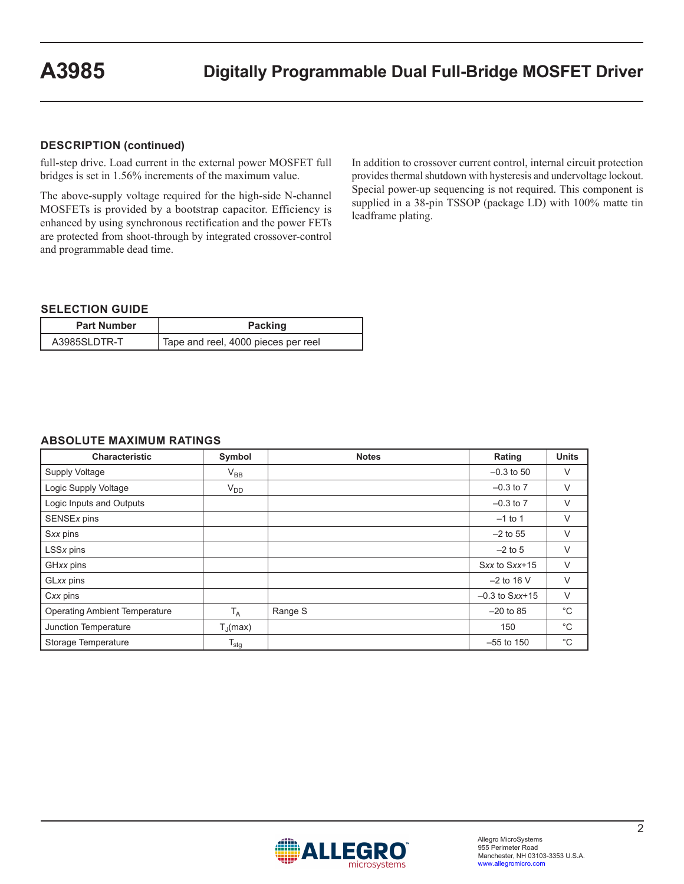## DESCRIPTION (continued)

full-step drive. Load current in the external power MOSFET full bridges is set in 1.56% increments of the maximum value.

The above-supply voltage required for the high-side N-channel MOSFETs is provided by a bootstrap capacitor. Efficiency is enhanced by using synchronous rectification and the power FETs are protected from shoot-through by integrated crossover-control and programmable dead time.

In addition to crossover current control, internal circuit protection provides thermal shutdown with hysteresis and undervoltage lockout. Special power-up sequencing is not required. This component is supplied in a 38-pin TSSOP (package LD) with 100% matte tin leadframe plating.

## SELECTION GUIDE

| Part Number | Packing |
|---|---|
| A3985SLDTR-T | Tape and reel, 4000 pieces per reel |

## ABSOLUTE MAXIMUM RATINGS

| Characteristic | Symbol | Notes | Rating | Units |
|---|---|---|---|---|
| Supply Voltage | $V_{BB}$ | | –0.3 to 50 | V |
| Logic Supply Voltage | $V_{DD}$ | | –0.3 to 7 | V |
| Logic Inputs and Outputs | | | –0.3 to 7 | V |
| SENSE*x* pins | | | –1 to 1 | V |
| S*xx* pins | | | –2 to 55 | V |
| LSS*x* pins | | | –2 to 5 | V |
| GH*xx* pins | | | S*xx* to S*xx*+15 | V |
| GL*xx* pins | | | –2 to 16 V | V |
| C*xx* pins | | | –0.3 to S*xx*+15 | V |
| Operating Ambient Temperature | $T_A$ | Range S | –20 to 85 | °C |
| Junction Temperature | $T_J$(max) | | 150 | °C |
| Storage Temperature | $T_{stg}$ | | –55 to 150 | °C |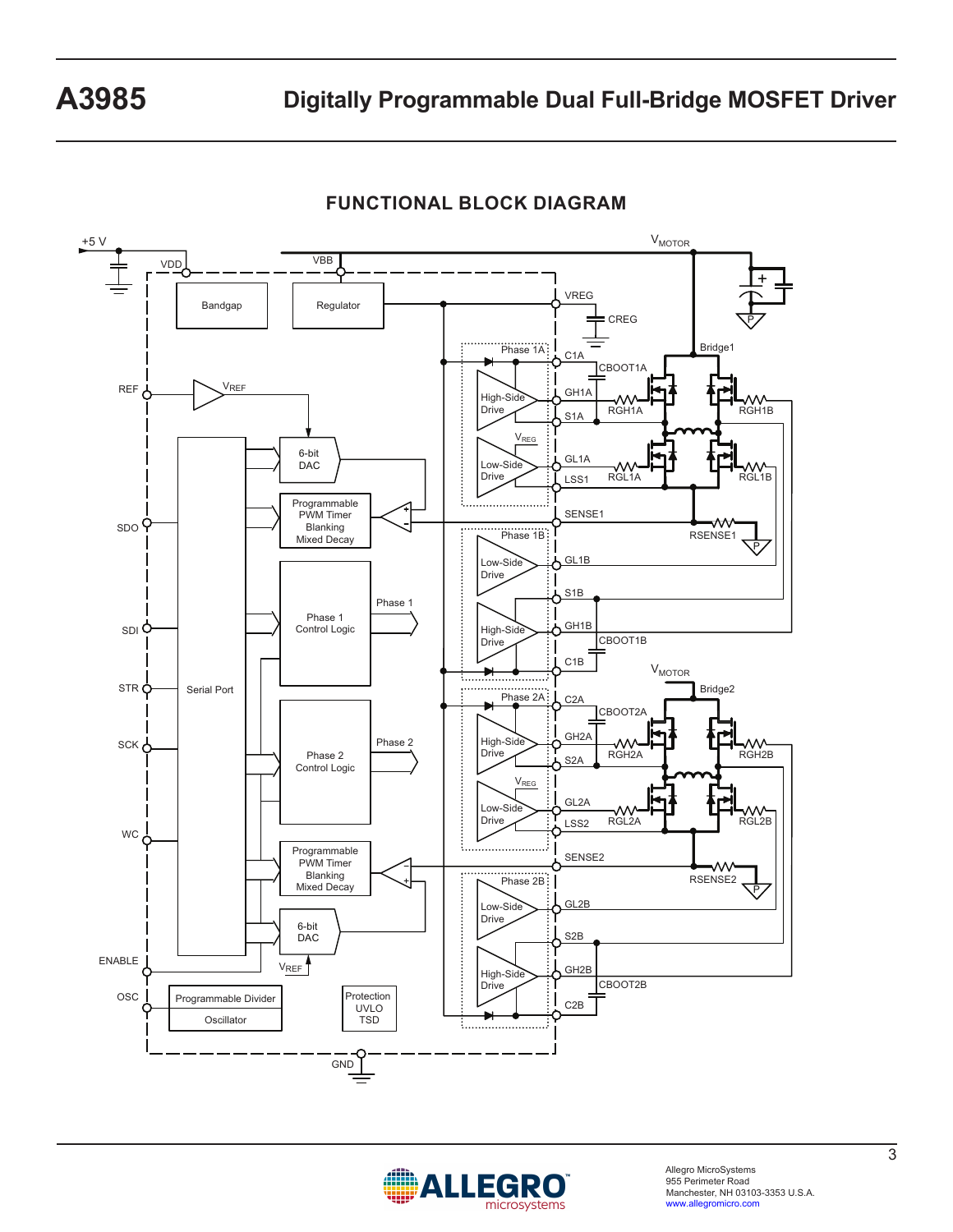## FUNCTIONAL BLOCK DIAGRAM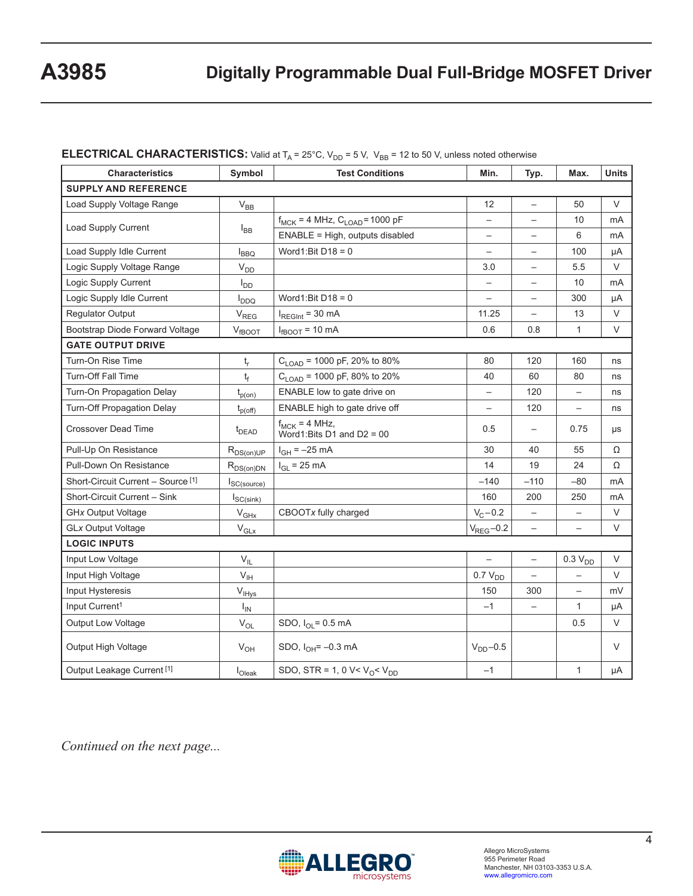**ELECTRICAL CHARACTERISTICS:** Valid at $T_A$ = 25°C, $V_{DD}$ = 5 V, $V_{BB}$ = 12 to 50 V, unless noted otherwise

| Characteristics | Symbol | Test Conditions | Min. | Typ. | Max. | Units |
|---|---|---|---|---|---|---|
| **SUPPLY AND REFERENCE** | | | | | | |
| Load Supply Voltage Range | $V_{BB}$ | | 12 | – | 50 | V |
| Load Supply Current | $I_{BB}$ | $f_{MCK}$ = 4 MHz, $C_{LOAD}$ = 1000 pF | – | – | 10 | mA |
| | | ENABLE = High, outputs disabled | – | – | 6 | mA |
| Load Supply Idle Current | $I_{BBQ}$ | Word1:Bit D18 = 0 | – | – | 100 | μA |
| Logic Supply Voltage Range | $V_{DD}$ | | 3.0 | – | 5.5 | V |
| Logic Supply Current | $I_{DD}$ | | – | – | 10 | mA |
| Logic Supply Idle Current | $I_{DDQ}$ | Word1:Bit D18 = 0 | – | – | 300 | μA |
| Regulator Output | $V_{REG}$ | $I_{REGInt}$ = 30 mA | 11.25 | – | 13 | V |
| Bootstrap Diode Forward Voltage | $V_{fBOOT}$ | $I_{fBOOT}$ = 10 mA | 0.6 | 0.8 | 1 | V |
| **GATE OUTPUT DRIVE** | | | | | | |
| Turn-On Rise Time | $t_r$ | $C_{LOAD}$ = 1000 pF, 20% to 80% | 80 | 120 | 160 | ns |
| Turn-Off Fall Time | $t_f$ | $C_{LOAD}$ = 1000 pF, 80% to 20% | 40 | 60 | 80 | ns |
| Turn-On Propagation Delay | $t_{p(on)}$ | ENABLE low to gate drive on | – | 120 | – | ns |
| Turn-Off Propagation Delay | $t_{p(off)}$ | ENABLE high to gate drive off | – | 120 | – | ns |
| Crossover Dead Time | $t_{DEAD}$ | $f_{MCK}$ = 4 MHz, Word1:Bits D1 and D2 = 00 | 0.5 | – | 0.75 | μs |
| Pull-Up On Resistance | $R_{DS(on)UP}$ | $I_{GH}$ = –25 mA | 30 | 40 | 55 | Ω |
| Pull-Down On Resistance | $R_{DS(on)DN}$ | $I_{GL}$ = 25 mA | 14 | 19 | 24 | Ω |
| Short-Circuit Current – Source [1] | $I_{SC(source)}$ | | –140 | –110 | –80 | mA |
| Short-Circuit Current – Sink | $I_{SC(sink)}$ | | 160 | 200 | 250 | mA |
| GH*x* Output Voltage | $V_{GHx}$ | CBOOT*x* fully charged | $V_C$–0.2 | – | – | V |
| GL*x* Output Voltage | $V_{GLx}$ | | $V_{REG}$–0.2 | – | – | V |
| **LOGIC INPUTS** | | | | | | |
| Input Low Voltage | $V_{IL}$ | | – | – | 0.3 $V_{DD}$ | V |
| Input High Voltage | $V_{IH}$ | | 0.7 $V_{DD}$ | – | – | V |
| Input Hysteresis | $V_{IHys}$ | | 150 | 300 | – | mV |
| Input Current[1] | $I_{IN}$ | | –1 | – | 1 | μA |
| Output Low Voltage | $V_{OL}$ | SDO, $I_{OL}$ = 0.5 mA | | | 0.5 | V |
| Output High Voltage | $V_{OH}$ | SDO, $I_{OH}$ = –0.3 mA | $V_{DD}$–0.5 | | | V |
| Output Leakage Current [1] | $I_{Oleak}$ | SDO, STR = 1, 0 V < $V_O$ < $V_{DD}$ | –1 | | 1 | μA |

*Continued on the next page...*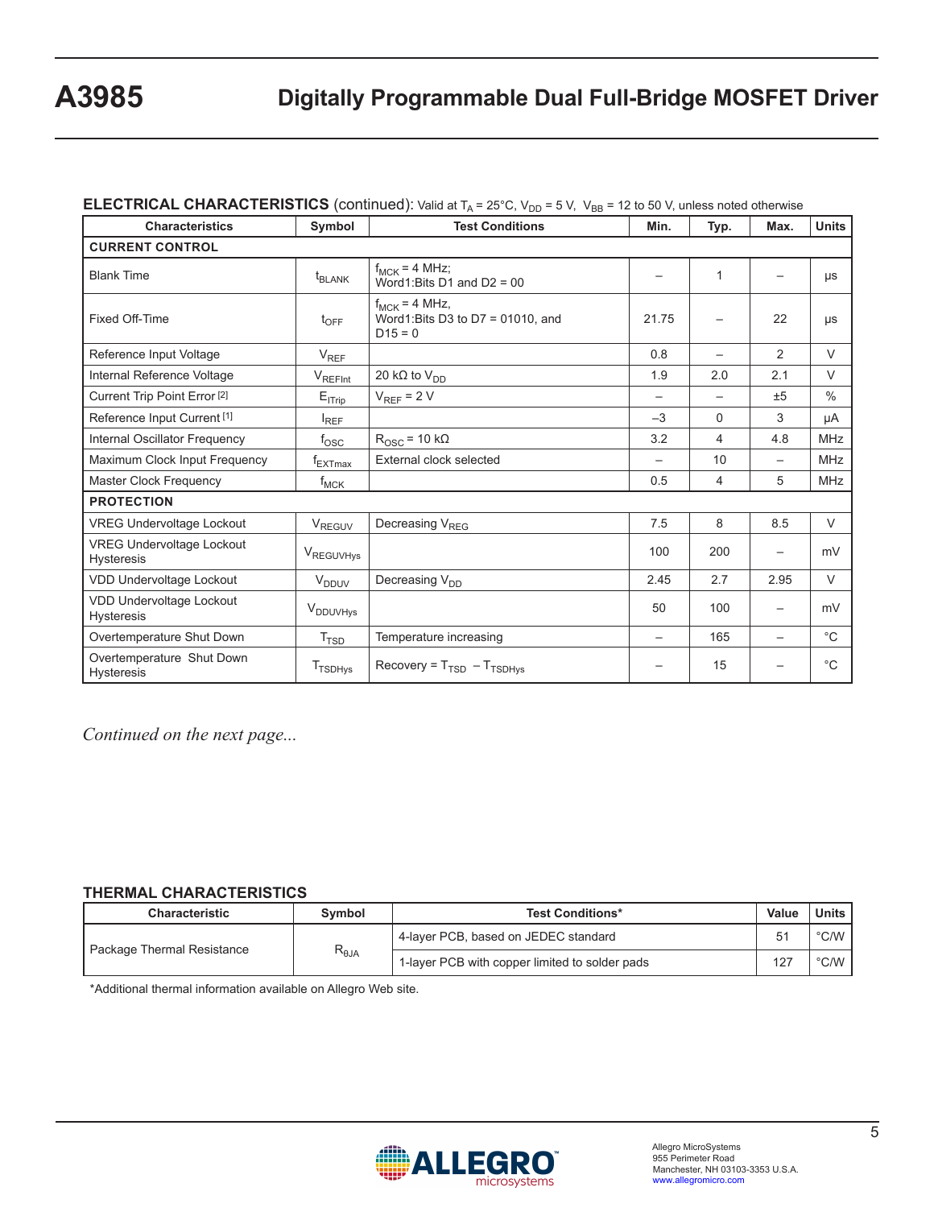**ELECTRICAL CHARACTERISTICS** (continued): Valid at $T_A$ = 25°C, $V_{DD}$ = 5 V, $V_{BB}$ = 12 to 50 V, unless noted otherwise

| Characteristics | Symbol | Test Conditions | Min. | Typ. | Max. | Units |
|---|---|---|---|---|---|---|
| **CURRENT CONTROL** | | | | | | |
| Blank Time | $t_{BLANK}$ | $f_{MCK}$ = 4 MHz; Word1:Bits D1 and D2 = 00 | – | 1 | – | μs |
| Fixed Off-Time | $t_{OFF}$ | $f_{MCK}$ = 4 MHz, Word1:Bits D3 to D7 = 01010, and D15 = 0 | 21.75 | – | 22 | μs |
| Reference Input Voltage | $V_{REF}$ | | 0.8 | – | 2 | V |
| Internal Reference Voltage | $V_{REFInt}$ | 20 kΩ to $V_{DD}$ | 1.9 | 2.0 | 2.1 | V |
| Current Trip Point Error [2] | $E_{ITrip}$ | $V_{REF}$ = 2 V | – | – | ±5 | % |
| Reference Input Current [1] | $I_{REF}$ | | –3 | 0 | 3 | μA |
| Internal Oscillator Frequency | $f_{OSC}$ | $R_{OSC}$ = 10 kΩ | 3.2 | 4 | 4.8 | MHz |
| Maximum Clock Input Frequency | $f_{EXTmax}$ | External clock selected | – | 10 | – | MHz |
| Master Clock Frequency | $f_{MCK}$ | | 0.5 | 4 | 5 | MHz |
| **PROTECTION** | | | | | | |
| VREG Undervoltage Lockout | $V_{REGUV}$ | Decreasing $V_{REG}$ | 7.5 | 8 | 8.5 | V |
| VREG Undervoltage Lockout Hysteresis | $V_{REGUVHys}$ | | 100 | 200 | – | mV |
| VDD Undervoltage Lockout | $V_{DDUV}$ | Decreasing $V_{DD}$ | 2.45 | 2.7 | 2.95 | V |
| VDD Undervoltage Lockout Hysteresis | $V_{DDUVHys}$ | | 50 | 100 | – | mV |
| Overtemperature Shut Down | $T_{TSD}$ | Temperature increasing | – | 165 | – | °C |
| Overtemperature Shut Down Hysteresis | $T_{TSDHys}$ | Recovery = $T_{TSD}$ – $T_{TSDHys}$ | – | 15 | – | °C |

*Continued on the next page...*

**THERMAL CHARACTERISTICS**

| Characteristic | Symbol | Test Conditions* | Value | Units |
|---|---|---|---|---|
| Package Thermal Resistance | $R_{\theta JA}$ | 4-layer PCB, based on JEDEC standard | 51 | °C/W |
| | | 1-layer PCB with copper limited to solder pads | 127 | °C/W |

*Additional thermal information available on Allegro Web site.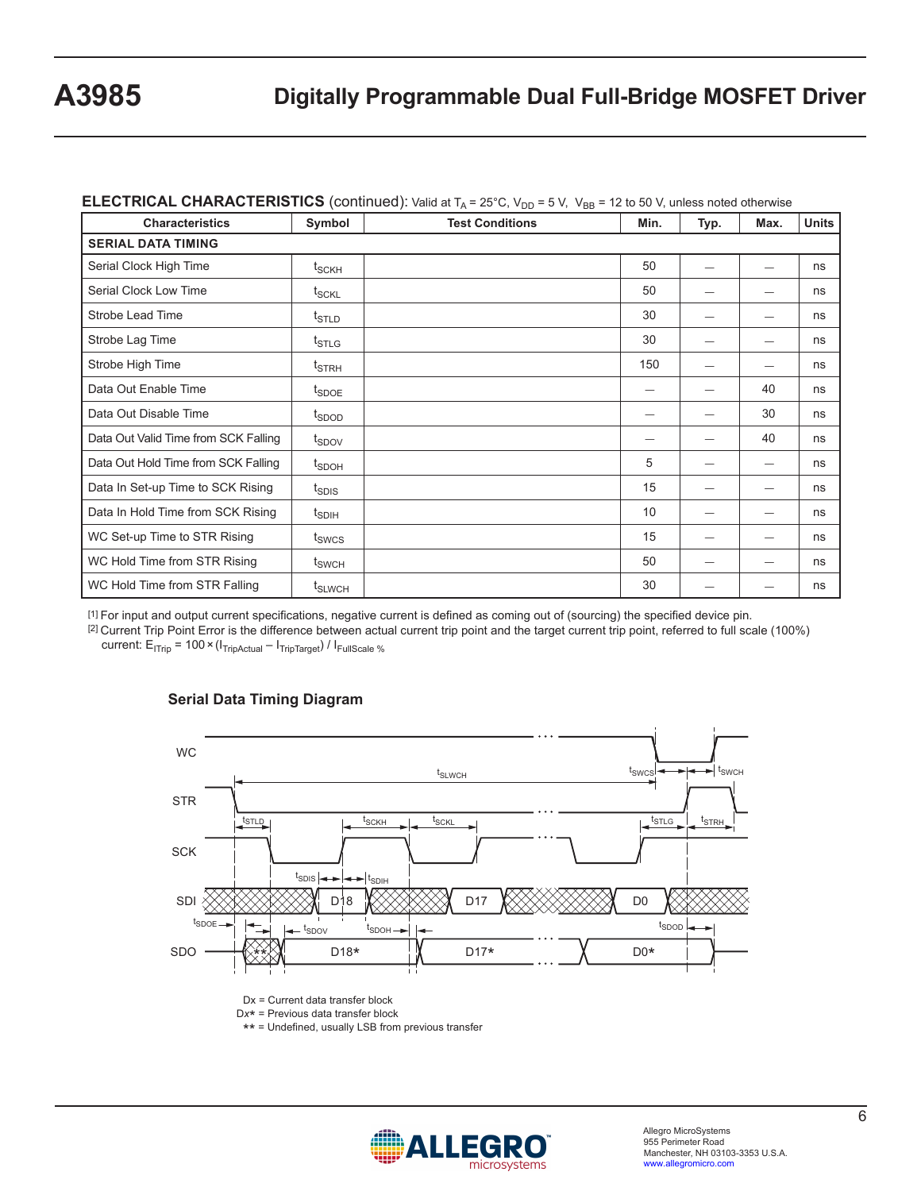**ELECTRICAL CHARACTERISTICS** (continued): Valid at $T_A$ = 25°C, $V_{DD}$ = 5 V, $V_{BB}$ = 12 to 50 V, unless noted otherwise

| Characteristics | Symbol | Test Conditions | Min. | Typ. | Max. | Units |
|---|---|---|---|---|---|---|
| **SERIAL DATA TIMING** | | | | | | |
| Serial Clock High Time | $t_{SCKH}$ | | 50 | — | — | ns |
| Serial Clock Low Time | $t_{SCKL}$ | | 50 | — | — | ns |
| Strobe Lead Time | $t_{STLD}$ | | 30 | — | — | ns |
| Strobe Lag Time | $t_{STLG}$ | | 30 | — | — | ns |
| Strobe High Time | $t_{STRH}$ | | 150 | — | — | ns |
| Data Out Enable Time | $t_{SDOE}$ | | — | — | 40 | ns |
| Data Out Disable Time | $t_{SDOD}$ | | — | — | 30 | ns |
| Data Out Valid Time from SCK Falling | $t_{SDOV}$ | | — | — | 40 | ns |
| Data Out Hold Time from SCK Falling | $t_{SDOH}$ | | 5 | — | — | ns |
| Data In Set-up Time to SCK Rising | $t_{SDIS}$ | | 15 | — | — | ns |
| Data In Hold Time from SCK Rising | $t_{SDIH}$ | | 10 | — | — | ns |
| WC Set-up Time to STR Rising | $t_{SWCS}$ | | 15 | — | — | ns |
| WC Hold Time from STR Rising | $t_{SWCH}$ | | 50 | — | — | ns |
| WC Hold Time from STR Falling | $t_{SLWCH}$ | | 30 | — | — | ns |

[1] For input and output current specifications, negative current is defined as coming out of (sourcing) the specified device pin.

[2] Current Trip Point Error is the difference between actual current trip point and the target current trip point, referred to full scale (100%) current: $E_{ITrip} = 100 \times (I_{TripActual} - I_{TripTarget}) / I_{FullScale}$ %

## Serial Data Timing Diagram

Dx = Current data transfer block
Dx* = Previous data transfer block
** = Undefined, usually LSB from previous transfer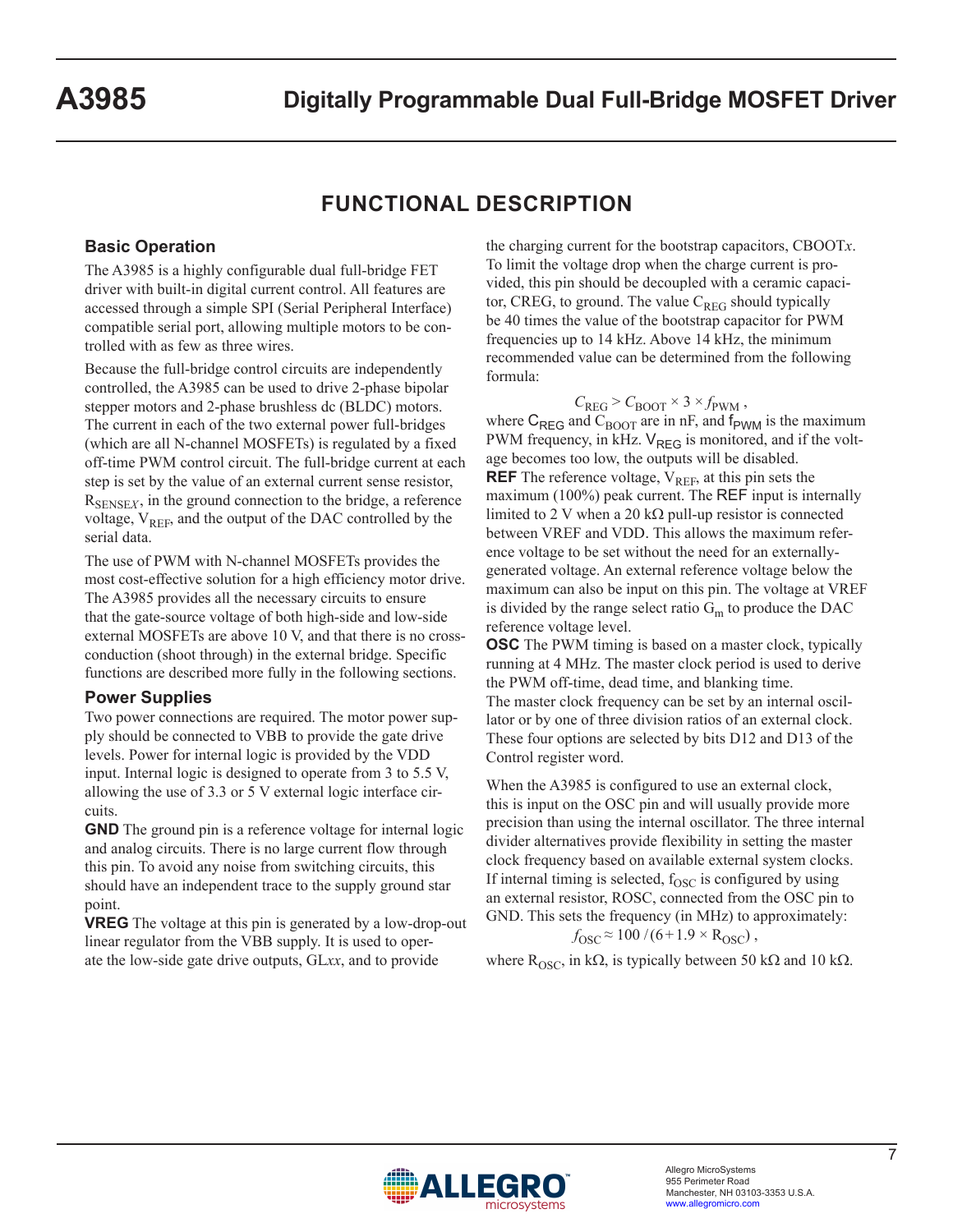## FUNCTIONAL DESCRIPTION

### Basic Operation

The A3985 is a highly configurable dual full-bridge FET driver with built-in digital current control. All features are accessed through a simple SPI (Serial Peripheral Interface) compatible serial port, allowing multiple motors to be controlled with as few as three wires.

Because the full-bridge control circuits are independently controlled, the A3985 can be used to drive 2-phase bipolar stepper motors and 2-phase brushless dc (BLDC) motors. The current in each of the two external power full-bridges (which are all N-channel MOSFETs) is regulated by a fixed off-time PWM control circuit. The full-bridge current at each step is set by the value of an external current sense resistor, $R_{SENSEx}$, in the ground connection to the bridge, a reference voltage, $V_{REF}$, and the output of the DAC controlled by the serial data.

The use of PWM with N-channel MOSFETs provides the most cost-effective solution for a high efficiency motor drive. The A3985 provides all the necessary circuits to ensure that the gate-source voltage of both high-side and low-side external MOSFETs are above 10 V, and that there is no cross-conduction (shoot through) in the external bridge. Specific functions are described more fully in the following sections.

### Power Supplies

Two power connections are required. The motor power supply should be connected to VBB to provide the gate drive levels. Power for internal logic is provided by the VDD input. Internal logic is designed to operate from 3 to 5.5 V, allowing the use of 3.3 or 5 V external logic interface circuits.

**GND** The ground pin is a reference voltage for internal logic and analog circuits. There is no large current flow through this pin. To avoid any noise from switching circuits, this should have an independent trace to the supply ground star point.

**VREG** The voltage at this pin is generated by a low-drop-out linear regulator from the VBB supply. It is used to operate the low-side gate drive outputs, GL*xx*, and to provide the charging current for the bootstrap capacitors, CBOOT*x*. To limit the voltage drop when the charge current is provided, this pin should be decoupled with a ceramic capacitor, CREG, to ground. The value $C_{REG}$ should typically be 40 times the value of the bootstrap capacitor for PWM frequencies up to 14 kHz. Above 14 kHz, the minimum recommended value can be determined from the following formula:

$$C_{REG} > C_{BOOT} \times 3 \times f_{PWM} \,,$$

where $C_{REG}$ and $C_{BOOT}$ are in nF, and $f_{PWM}$ is the maximum PWM frequency, in kHz. $V_{REG}$ is monitored, and if the voltage becomes too low, the outputs will be disabled.

**REF** The reference voltage, $V_{REF}$, at this pin sets the maximum (100%) peak current. The REF input is internally limited to 2 V when a 20 kΩ pull-up resistor is connected between VREF and VDD. This allows the maximum reference voltage to be set without the need for an externally-generated voltage. An external reference voltage below the maximum can also be input on this pin. The voltage at VREF is divided by the range select ratio $G_m$ to produce the DAC reference voltage level.

**OSC** The PWM timing is based on a master clock, typically running at 4 MHz. The master clock period is used to derive the PWM off-time, dead time, and blanking time.

The master clock frequency can be set by an internal oscillator or by one of three division ratios of an external clock. These four options are selected by bits D12 and D13 of the Control register word.

When the A3985 is configured to use an external clock, this is input on the OSC pin and will usually provide more precision than using the internal oscillator. The three internal divider alternatives provide flexibility in setting the master clock frequency based on available external system clocks. If internal timing is selected, $f_{OSC}$ is configured by using an external resistor, ROSC, connected from the OSC pin to GND. This sets the frequency (in MHz) to approximately:

$$f_{OSC} \approx 100 / (6 + 1.9 \times R_{OSC}) \,,$$

where $R_{OSC}$, in kΩ, is typically between 50 kΩ and 10 kΩ.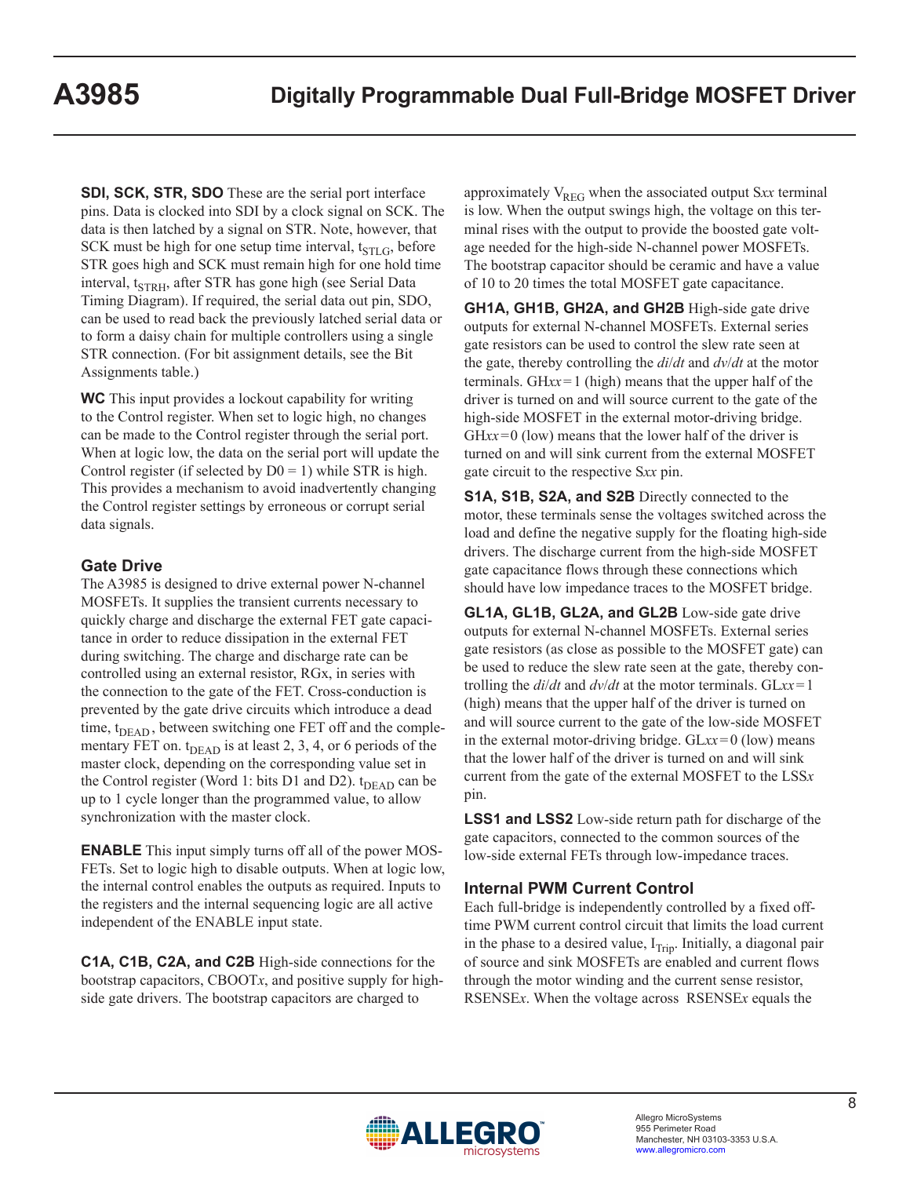**SDI, SCK, STR, SDO** These are the serial port interface pins. Data is clocked into SDI by a clock signal on SCK. The data is then latched by a signal on STR. Note, however, that SCK must be high for one setup time interval, $t_{STLG}$, before STR goes high and SCK must remain high for one hold time interval, $t_{STRH}$, after STR has gone high (see Serial Data Timing Diagram). If required, the serial data out pin, SDO, can be used to read back the previously latched serial data or to form a daisy chain for multiple controllers using a single STR connection. (For bit assignment details, see the Bit Assignments table.)

**WC** This input provides a lockout capability for writing to the Control register. When set to logic high, no changes can be made to the Control register through the serial port. When at logic low, the data on the serial port will update the Control register (if selected by D0 = 1) while STR is high. This provides a mechanism to avoid inadvertently changing the Control register settings by erroneous or corrupt serial data signals.

## Gate Drive

The A3985 is designed to drive external power N-channel MOSFETs. It supplies the transient currents necessary to quickly charge and discharge the external FET gate capacitance in order to reduce dissipation in the external FET during switching. The charge and discharge rate can be controlled using an external resistor, RGx, in series with the connection to the gate of the FET. Cross-conduction is prevented by the gate drive circuits which introduce a dead time, $t_{DEAD}$, between switching one FET off and the complementary FET on. $t_{DEAD}$ is at least 2, 3, 4, or 6 periods of the master clock, depending on the corresponding value set in the Control register (Word 1: bits D1 and D2). $t_{DEAD}$ can be up to 1 cycle longer than the programmed value, to allow synchronization with the master clock.

**ENABLE** This input simply turns off all of the power MOSFETs. Set to logic high to disable outputs. When at logic low, the internal control enables the outputs as required. Inputs to the registers and the internal sequencing logic are all active independent of the ENABLE input state.

**C1A, C1B, C2A, and C2B** High-side connections for the bootstrap capacitors, CBOOT*x*, and positive supply for high-side gate drivers. The bootstrap capacitors are charged to approximately $V_{REG}$ when the associated output S*xx* terminal is low. When the output swings high, the voltage on this terminal rises with the output to provide the boosted gate voltage needed for the high-side N-channel power MOSFETs. The bootstrap capacitor should be ceramic and have a value of 10 to 20 times the total MOSFET gate capacitance.

**GH1A, GH1B, GH2A, and GH2B** High-side gate drive outputs for external N-channel MOSFETs. External series gate resistors can be used to control the slew rate seen at the gate, thereby controlling the *di*/*dt* and *dv*/*dt* at the motor terminals. GH*xx* = 1 (high) means that the upper half of the driver is turned on and will source current to the gate of the high-side MOSFET in the external motor-driving bridge. GH*xx* = 0 (low) means that the lower half of the driver is turned on and will sink current from the external MOSFET gate circuit to the respective S*xx* pin.

**S1A, S1B, S2A, and S2B** Directly connected to the motor, these terminals sense the voltages switched across the load and define the negative supply for the floating high-side drivers. The discharge current from the high-side MOSFET gate capacitance flows through these connections which should have low impedance traces to the MOSFET bridge.

**GL1A, GL1B, GL2A, and GL2B** Low-side gate drive outputs for external N-channel MOSFETs. External series gate resistors (as close as possible to the MOSFET gate) can be used to reduce the slew rate seen at the gate, thereby controlling the *di*/*dt* and *dv*/*dt* at the motor terminals. GL*xx* = 1 (high) means that the upper half of the driver is turned on and will source current to the gate of the low-side MOSFET in the external motor-driving bridge. GL*xx* = 0 (low) means that the lower half of the driver is turned on and will sink current from the gate of the external MOSFET to the LSS*x* pin.

**LSS1 and LSS2** Low-side return path for discharge of the gate capacitors, connected to the common sources of the low-side external FETs through low-impedance traces.

## Internal PWM Current Control

Each full-bridge is independently controlled by a fixed off-time PWM current control circuit that limits the load current in the phase to a desired value, $I_{Trip}$. Initially, a diagonal pair of source and sink MOSFETs are enabled and current flows through the motor winding and the current sense resistor, RSENSE*x*. When the voltage across RSENSE*x* equals the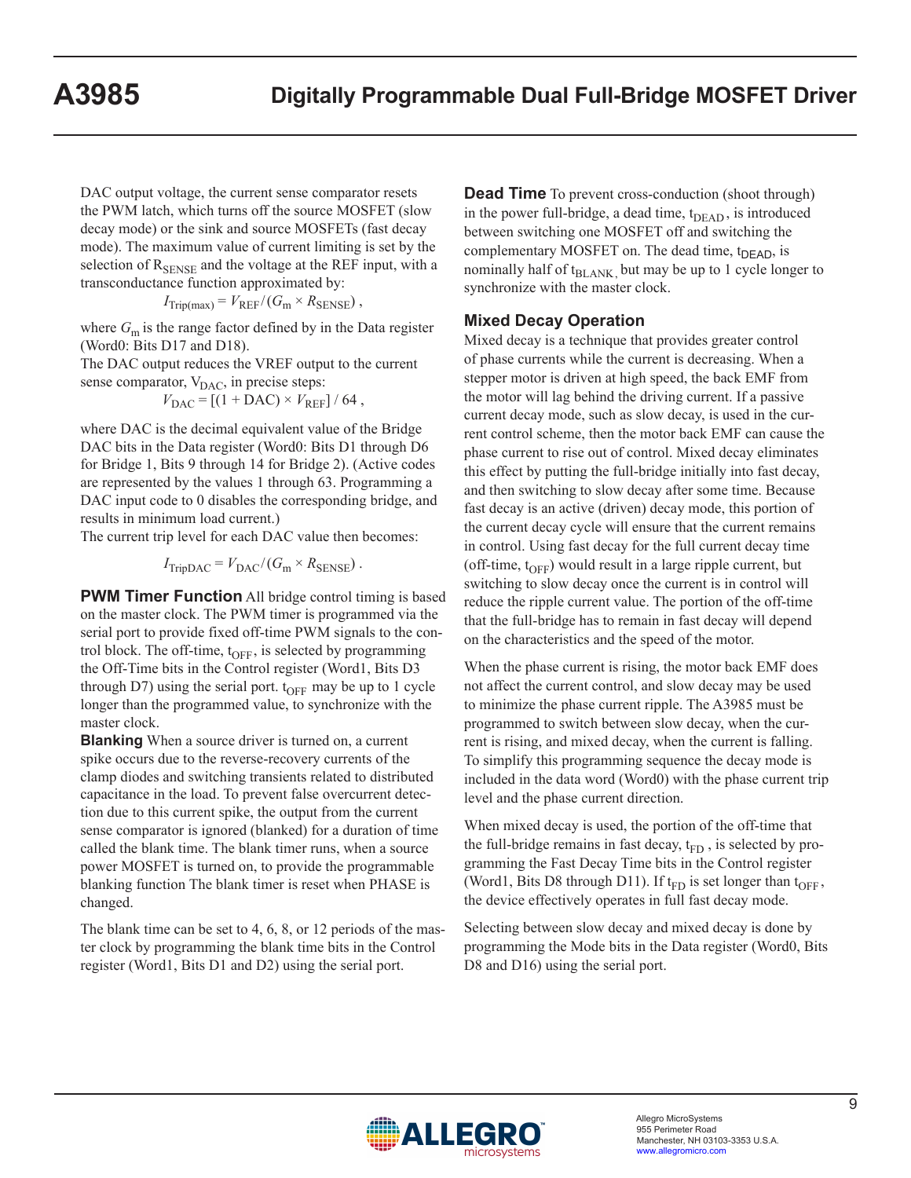DAC output voltage, the current sense comparator resets the PWM latch, which turns off the source MOSFET (slow decay mode) or the sink and source MOSFETs (fast decay mode). The maximum value of current limiting is set by the selection of $R_{SENSE}$ and the voltage at the REF input, with a transconductance function approximated by:

$$I_{Trip(max)} = V_{REF} / (G_m \times R_{SENSE}) ,$$

where $G_m$ is the range factor defined by in the Data register (Word0: Bits D17 and D18).

The DAC output reduces the VREF output to the current sense comparator, $V_{DAC}$, in precise steps:

$$V_{DAC} = [(1 + DAC) \times V_{REF}] / 64 ,$$

where DAC is the decimal equivalent value of the Bridge DAC bits in the Data register (Word0: Bits D1 through D6 for Bridge 1, Bits 9 through 14 for Bridge 2). (Active codes are represented by the values 1 through 63. Programming a DAC input code to 0 disables the corresponding bridge, and results in minimum load current.)

The current trip level for each DAC value then becomes:

$$I_{TripDAC} = V_{DAC} / (G_m \times R_{SENSE}) .$$

**PWM Timer Function** All bridge control timing is based on the master clock. The PWM timer is programmed via the serial port to provide fixed off-time PWM signals to the control block. The off-time, $t_{OFF}$, is selected by programming the Off-Time bits in the Control register (Word1, Bits D3 through D7) using the serial port. $t_{OFF}$ may be up to 1 cycle longer than the programmed value, to synchronize with the master clock.

**Blanking** When a source driver is turned on, a current spike occurs due to the reverse-recovery currents of the clamp diodes and switching transients related to distributed capacitance in the load. To prevent false overcurrent detection due to this current spike, the output from the current sense comparator is ignored (blanked) for a duration of time called the blank time. The blank timer runs, when a source power MOSFET is turned on, to provide the programmable blanking function The blank timer is reset when PHASE is changed.

The blank time can be set to 4, 6, 8, or 12 periods of the master clock by programming the blank time bits in the Control register (Word1, Bits D1 and D2) using the serial port.

**Dead Time** To prevent cross-conduction (shoot through) in the power full-bridge, a dead time, $t_{DEAD}$, is introduced between switching one MOSFET off and switching the complementary MOSFET on. The dead time, $t_{DEAD}$, is nominally half of $t_{BLANK}$, but may be up to 1 cycle longer to synchronize with the master clock.

### Mixed Decay Operation

Mixed decay is a technique that provides greater control of phase currents while the current is decreasing. When a stepper motor is driven at high speed, the back EMF from the motor will lag behind the driving current. If a passive current decay mode, such as slow decay, is used in the current control scheme, then the motor back EMF can cause the phase current to rise out of control. Mixed decay eliminates this effect by putting the full-bridge initially into fast decay, and then switching to slow decay after some time. Because fast decay is an active (driven) decay mode, this portion of the current decay cycle will ensure that the current remains in control. Using fast decay for the full current decay time (off-time, $t_{OFF}$) would result in a large ripple current, but switching to slow decay once the current is in control will reduce the ripple current value. The portion of the off-time that the full-bridge has to remain in fast decay will depend on the characteristics and the speed of the motor.

When the phase current is rising, the motor back EMF does not affect the current control, and slow decay may be used to minimize the phase current ripple. The A3985 must be programmed to switch between slow decay, when the current is rising, and mixed decay, when the current is falling. To simplify this programming sequence the decay mode is included in the data word (Word0) with the phase current trip level and the phase current direction.

When mixed decay is used, the portion of the off-time that the full-bridge remains in fast decay, $t_{FD}$, is selected by programming the Fast Decay Time bits in the Control register (Word1, Bits D8 through D11). If $t_{FD}$ is set longer than $t_{OFF}$, the device effectively operates in full fast decay mode.

Selecting between slow decay and mixed decay is done by programming the Mode bits in the Data register (Word0, Bits D8 and D16) using the serial port.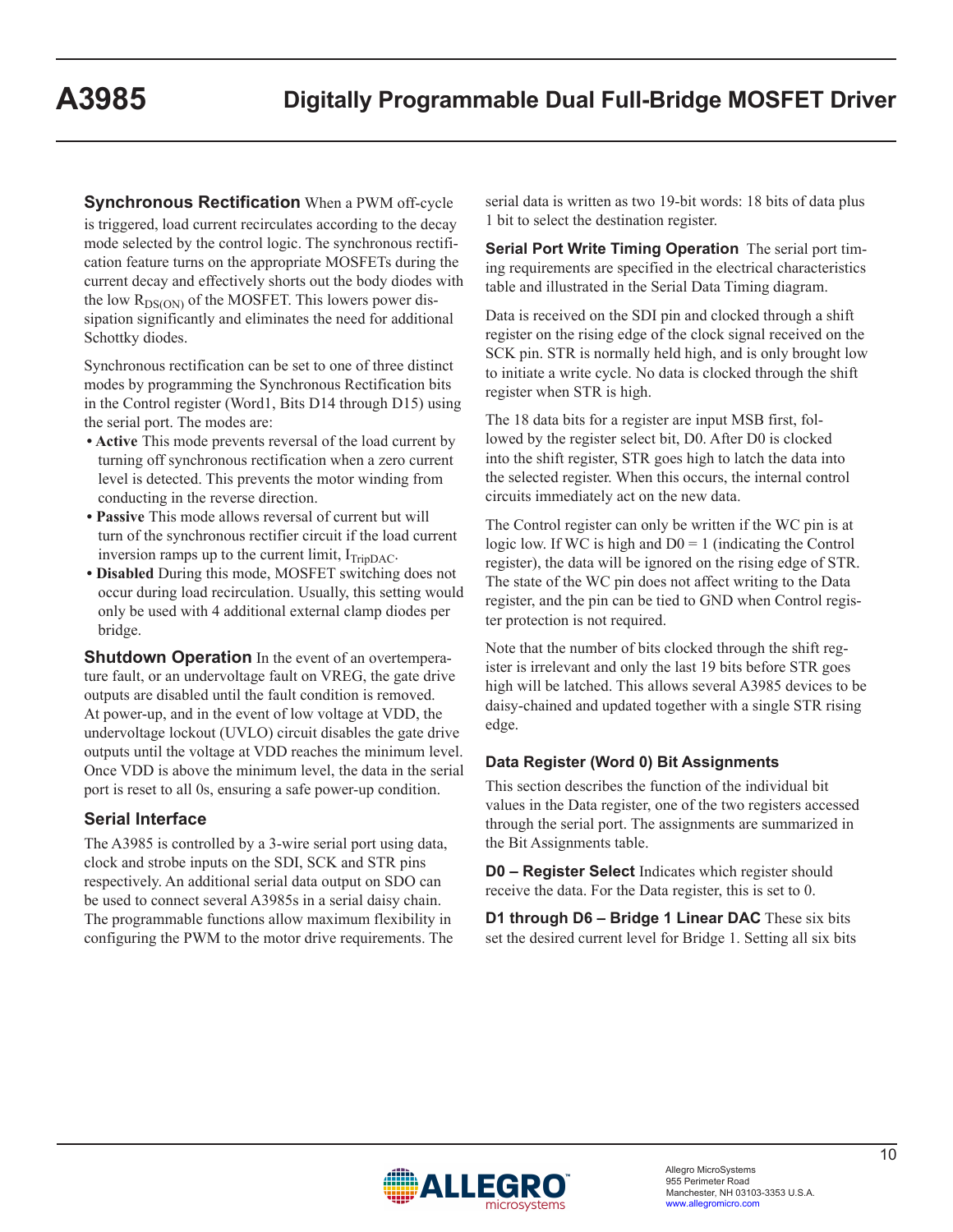**Synchronous Rectification** When a PWM off-cycle is triggered, load current recirculates according to the decay mode selected by the control logic. The synchronous rectification feature turns on the appropriate MOSFETs during the current decay and effectively shorts out the body diodes with the low $R_{DS(ON)}$ of the MOSFET. This lowers power dissipation significantly and eliminates the need for additional Schottky diodes.

Synchronous rectification can be set to one of three distinct modes by programming the Synchronous Rectification bits in the Control register (Word1, Bits D14 through D15) using the serial port. The modes are:

- **Active** This mode prevents reversal of the load current by turning off synchronous rectification when a zero current level is detected. This prevents the motor winding from conducting in the reverse direction.
- **Passive** This mode allows reversal of current but will turn of the synchronous rectifier circuit if the load current inversion ramps up to the current limit, $I_{TripDAC}$.
- **Disabled** During this mode, MOSFET switching does not occur during load recirculation. Usually, this setting would only be used with 4 additional external clamp diodes per bridge.

**Shutdown Operation** In the event of an overtemperature fault, or an undervoltage fault on VREG, the gate drive outputs are disabled until the fault condition is removed. At power-up, and in the event of low voltage at VDD, the undervoltage lockout (UVLO) circuit disables the gate drive outputs until the voltage at VDD reaches the minimum level. Once VDD is above the minimum level, the data in the serial port is reset to all 0s, ensuring a safe power-up condition.

## Serial Interface

The A3985 is controlled by a 3-wire serial port using data, clock and strobe inputs on the SDI, SCK and STR pins respectively. An additional serial data output on SDO can be used to connect several A3985s in a serial daisy chain. The programmable functions allow maximum flexibility in configuring the PWM to the motor drive requirements. The serial data is written as two 19-bit words: 18 bits of data plus 1 bit to select the destination register.

**Serial Port Write Timing Operation** The serial port timing requirements are specified in the electrical characteristics table and illustrated in the Serial Data Timing diagram.

Data is received on the SDI pin and clocked through a shift register on the rising edge of the clock signal received on the SCK pin. STR is normally held high, and is only brought low to initiate a write cycle. No data is clocked through the shift register when STR is high.

The 18 data bits for a register are input MSB first, followed by the register select bit, D0. After D0 is clocked into the shift register, STR goes high to latch the data into the selected register. When this occurs, the internal control circuits immediately act on the new data.

The Control register can only be written if the WC pin is at logic low. If WC is high and D0 = 1 (indicating the Control register), the data will be ignored on the rising edge of STR. The state of the WC pin does not affect writing to the Data register, and the pin can be tied to GND when Control register protection is not required.

Note that the number of bits clocked through the shift register is irrelevant and only the last 19 bits before STR goes high will be latched. This allows several A3985 devices to be daisy-chained and updated together with a single STR rising edge.

### Data Register (Word 0) Bit Assignments

This section describes the function of the individual bit values in the Data register, one of the two registers accessed through the serial port. The assignments are summarized in the Bit Assignments table.

**D0 – Register Select** Indicates which register should receive the data. For the Data register, this is set to 0.

**D1 through D6 – Bridge 1 Linear DAC** These six bits set the desired current level for Bridge 1. Setting all six bits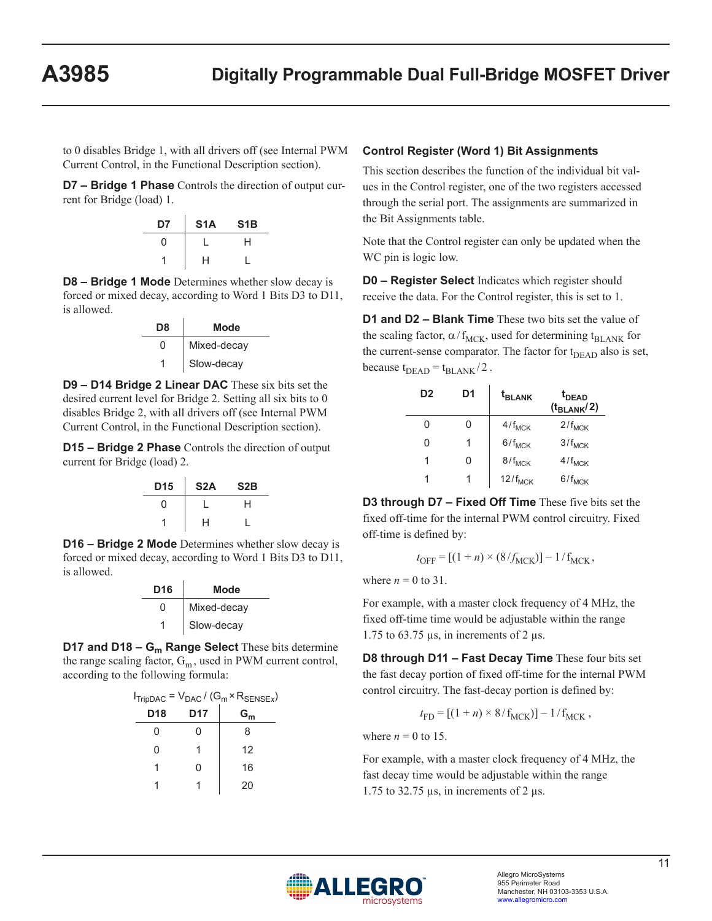to 0 disables Bridge 1, with all drivers off (see Internal PWM Current Control, in the Functional Description section).

**D7 – Bridge 1 Phase** Controls the direction of output current for Bridge (load) 1.

| D7 | S1A | S1B |
|---|---|---|
| 0 | L | H |
| 1 | H | L |

**D8 – Bridge 1 Mode** Determines whether slow decay is forced or mixed decay, according to Word 1 Bits D3 to D11, is allowed.

| D8 | Mode |
|---|---|
| 0 | Mixed-decay |
| 1 | Slow-decay |

**D9 – D14 Bridge 2 Linear DAC** These six bits set the desired current level for Bridge 2. Setting all six bits to 0 disables Bridge 2, with all drivers off (see Internal PWM Current Control, in the Functional Description section).

**D15 – Bridge 2 Phase** Controls the direction of output current for Bridge (load) 2.

| D15 | S2A | S2B |
|---|---|---|
| 0 | L | H |
| 1 | H | L |

**D16 – Bridge 2 Mode** Determines whether slow decay is forced or mixed decay, according to Word 1 Bits D3 to D11, is allowed.

| D16 | Mode |
|---|---|
| 0 | Mixed-decay |
| 1 | Slow-decay |

**D17 and D18 – $G_m$ Range Select** These bits determine the range scaling factor, $G_m$, used in PWM current control, according to the following formula:

$$I_{TripDAC} = V_{DAC} / (G_m \times R_{SENSEx})$$

| D18 | D17 | $G_m$ |
|---|---|---|
| 0 | 0 | 8 |
| 0 | 1 | 12 |
| 1 | 0 | 16 |
| 1 | 1 | 20 |

### Control Register (Word 1) Bit Assignments

This section describes the function of the individual bit values in the Control register, one of the two registers accessed through the serial port. The assignments are summarized in the Bit Assignments table.

Note that the Control register can only be updated when the WC pin is logic low.

**D0 – Register Select** Indicates which register should receive the data. For the Control register, this is set to 1.

**D1 and D2 – Blank Time** These two bits set the value of the scaling factor, $\alpha / f_{MCK}$, used for determining $t_{BLANK}$ for the current-sense comparator. The factor for $t_{DEAD}$ also is set, because $t_{DEAD} = t_{BLANK} / 2$.

| D2 | D1 | $t_{BLANK}$ | $t_{DEAD}$ ($t_{BLANK}/2$) |
|---|---|---|---|
| 0 | 0 | $4/f_{MCK}$ | $2/f_{MCK}$ |
| 0 | 1 | $6/f_{MCK}$ | $3/f_{MCK}$ |
| 1 | 0 | $8/f_{MCK}$ | $4/f_{MCK}$ |
| 1 | 1 | $12/f_{MCK}$ | $6/f_{MCK}$ |

**D3 through D7 – Fixed Off Time** These five bits set the fixed off-time for the internal PWM control circuitry. Fixed off-time is defined by:

$$t_{OFF} = [(1 + n) \times (8 / f_{MCK})] - 1 / f_{MCK} ,$$

where $n$ = 0 to 31.

For example, with a master clock frequency of 4 MHz, the fixed off-time time would be adjustable within the range 1.75 to 63.75 µs, in increments of 2 µs.

**D8 through D11 – Fast Decay Time** These four bits set the fast decay portion of fixed off-time for the internal PWM control circuitry. The fast-decay portion is defined by:

$$t_{FD} = [(1 + n) \times 8 / f_{MCK})] - 1 / f_{MCK} ,$$

where $n$ = 0 to 15.

For example, with a master clock frequency of 4 MHz, the fast decay time would be adjustable within the range 1.75 to 32.75 µs, in increments of 2 µs.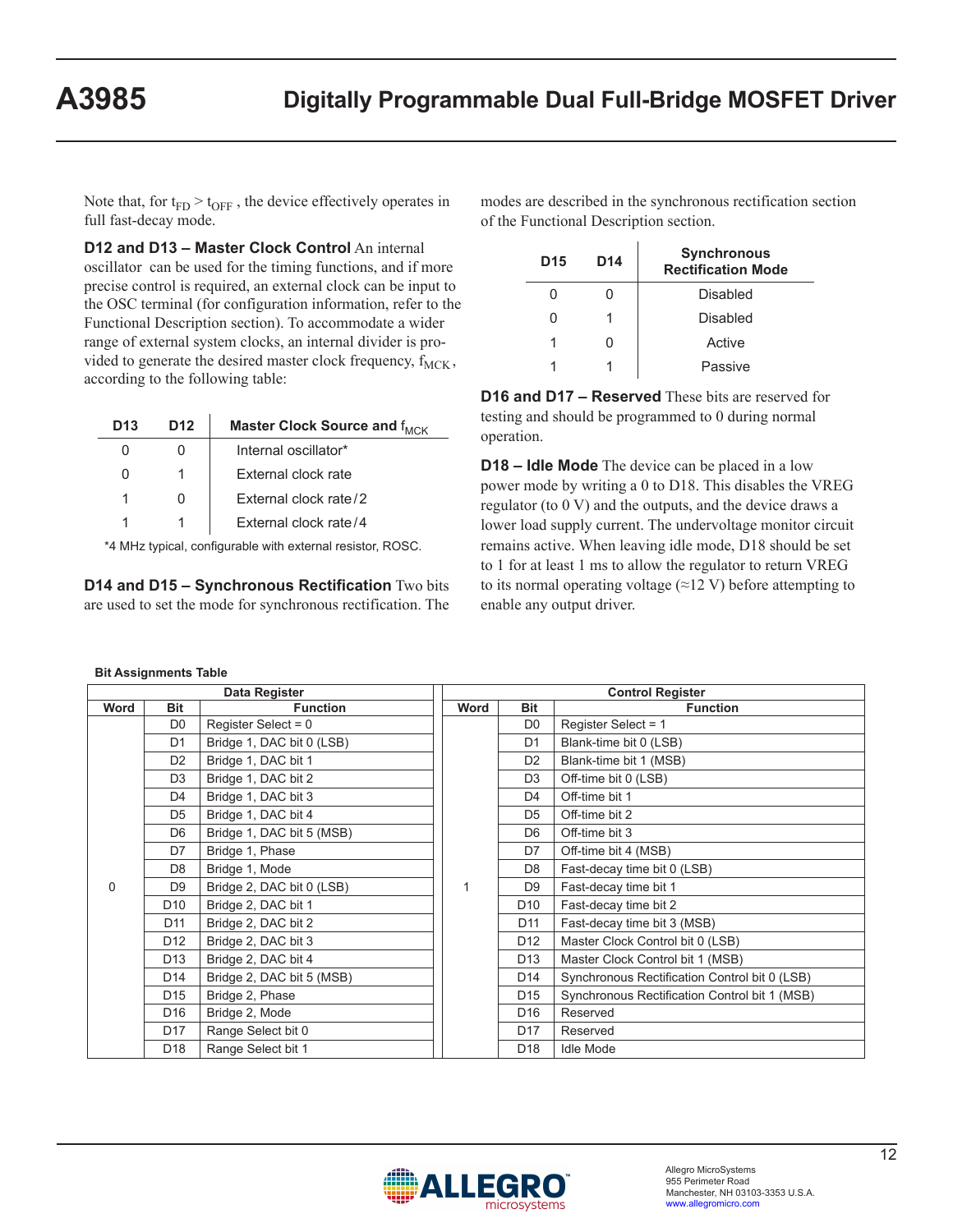Note that, for $t_{FD} > t_{OFF}$ , the device effectively operates in full fast-decay mode.

**D12 and D13 – Master Clock Control** An internal oscillator can be used for the timing functions, and if more precise control is required, an external clock can be input to the OSC terminal (for configuration information, refer to the Functional Description section). To accommodate a wider range of external system clocks, an internal divider is provided to generate the desired master clock frequency, $f_{MCK}$, according to the following table:

| D13 | D12 | Master Clock Source and $f_{MCK}$ |
|---|---|---|
| 0 | 0 | Internal oscillator* |
| 0 | 1 | External clock rate |
| 1 | 0 | External clock rate/2 |
| 1 | 1 | External clock rate/4 |

*4 MHz typical, configurable with external resistor, ROSC.

**D14 and D15 – Synchronous Rectification** Two bits are used to set the mode for synchronous rectification. The modes are described in the synchronous rectification section of the Functional Description section.

| D15 | D14 | Synchronous Rectification Mode |
|---|---|---|
| 0 | 0 | Disabled |
| 0 | 1 | Disabled |
| 1 | 0 | Active |
| 1 | 1 | Passive |

**D16 and D17 – Reserved** These bits are reserved for testing and should be programmed to 0 during normal operation.

**D18 – Idle Mode** The device can be placed in a low power mode by writing a 0 to D18. This disables the VREG regulator (to 0 V) and the outputs, and the device draws a lower load supply current. The undervoltage monitor circuit remains active. When leaving idle mode, D18 should be set to 1 for at least 1 ms to allow the regulator to return VREG to its normal operating voltage (≈12 V) before attempting to enable any output driver.

**Bit Assignments Table**

| Data Register | | | Control Register | | |
|---|---|---|---|---|---|
| **Word** | **Bit** | **Function** | **Word** | **Bit** | **Function** |
| 0 | D0 | Register Select = 0 | 1 | D0 | Register Select = 1 |
| | D1 | Bridge 1, DAC bit 0 (LSB) | | D1 | Blank-time bit 0 (LSB) |
| | D2 | Bridge 1, DAC bit 1 | | D2 | Blank-time bit 1 (MSB) |
| | D3 | Bridge 1, DAC bit 2 | | D3 | Off-time bit 0 (LSB) |
| | D4 | Bridge 1, DAC bit 3 | | D4 | Off-time bit 1 |
| | D5 | Bridge 1, DAC bit 4 | | D5 | Off-time bit 2 |
| | D6 | Bridge 1, DAC bit 5 (MSB) | | D6 | Off-time bit 3 |
| | D7 | Bridge 1, Phase | | D7 | Off-time bit 4 (MSB) |
| | D8 | Bridge 1, Mode | | D8 | Fast-decay time bit 0 (LSB) |
| | D9 | Bridge 2, DAC bit 0 (LSB) | | D9 | Fast-decay time bit 1 |
| | D10 | Bridge 2, DAC bit 1 | | D10 | Fast-decay time bit 2 |
| | D11 | Bridge 2, DAC bit 2 | | D11 | Fast-decay time bit 3 (MSB) |
| | D12 | Bridge 2, DAC bit 3 | | D12 | Master Clock Control bit 0 (LSB) |
| | D13 | Bridge 2, DAC bit 4 | | D13 | Master Clock Control bit 1 (MSB) |
| | D14 | Bridge 2, DAC bit 5 (MSB) | | D14 | Synchronous Rectification Control bit 0 (LSB) |
| | D15 | Bridge 2, Phase | | D15 | Synchronous Rectification Control bit 1 (MSB) |
| | D16 | Bridge 2, Mode | | D16 | Reserved |
| | D17 | Range Select bit 0 | | D17 | Reserved |
| | D18 | Range Select bit 1 | | D18 | Idle Mode |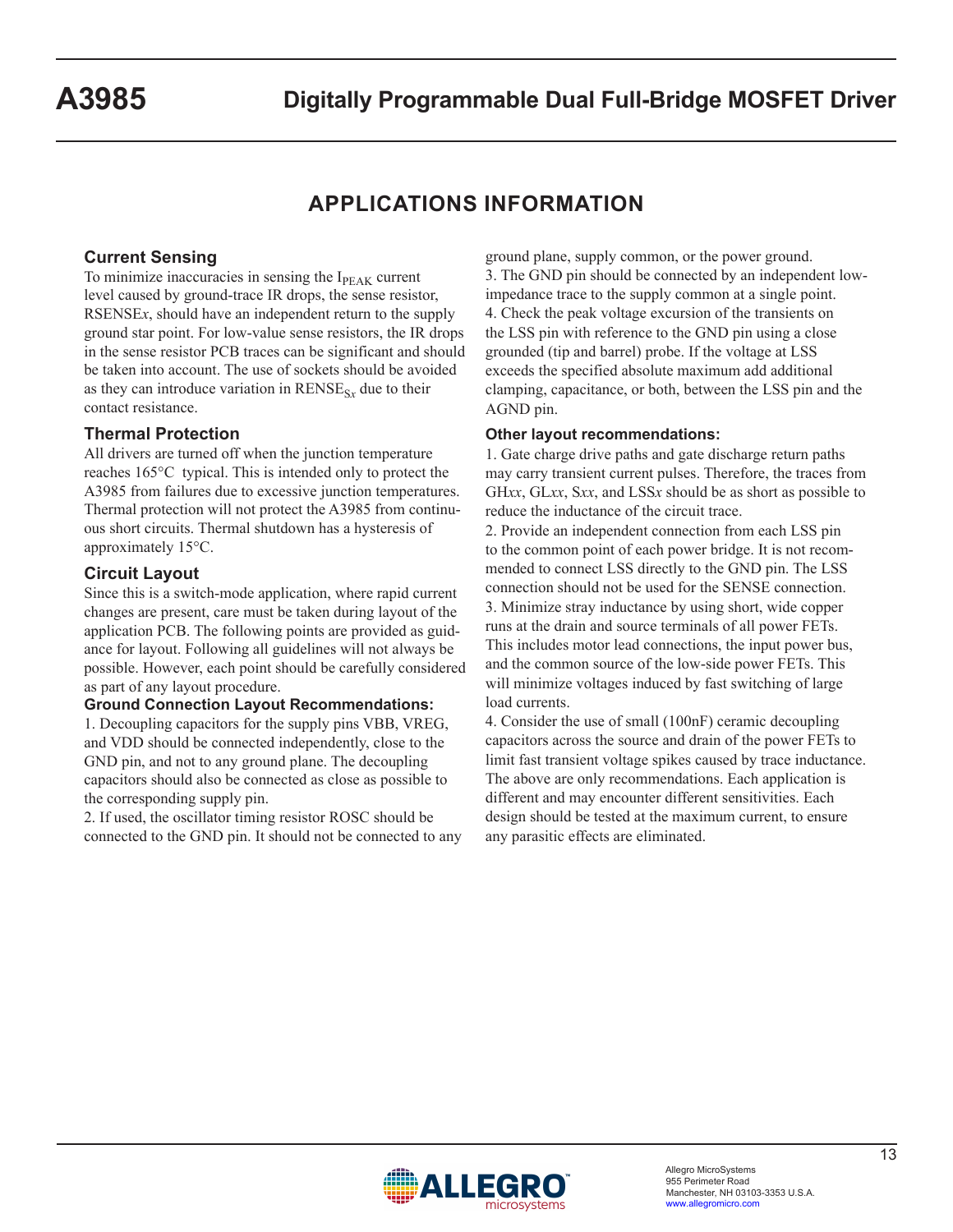## APPLICATIONS INFORMATION

### Current Sensing

To minimize inaccuracies in sensing the $I_{PEAK}$ current level caused by ground-trace IR drops, the sense resistor, RSENSE*x*, should have an independent return to the supply ground star point. For low-value sense resistors, the IR drops in the sense resistor PCB traces can be significant and should be taken into account. The use of sockets should be avoided as they can introduce variation in $RENSE_{Sx}$ due to their contact resistance.

### Thermal Protection

All drivers are turned off when the junction temperature reaches 165°C typical. This is intended only to protect the A3985 from failures due to excessive junction temperatures. Thermal protection will not protect the A3985 from continuous short circuits. Thermal shutdown has a hysteresis of approximately 15°C.

### Circuit Layout

Since this is a switch-mode application, where rapid current changes are present, care must be taken during layout of the application PCB. The following points are provided as guidance for layout. Following all guidelines will not always be possible. However, each point should be carefully considered as part of any layout procedure.

**Ground Connection Layout Recommendations:**

1. Decoupling capacitors for the supply pins VBB, VREG, and VDD should be connected independently, close to the GND pin, and not to any ground plane. The decoupling capacitors should also be connected as close as possible to the corresponding supply pin.
2. If used, the oscillator timing resistor ROSC should be connected to the GND pin. It should not be connected to any ground plane, supply common, or the power ground.
3. The GND pin should be connected by an independent low-impedance trace to the supply common at a single point.
4. Check the peak voltage excursion of the transients on the LSS pin with reference to the GND pin using a close grounded (tip and barrel) probe. If the voltage at LSS exceeds the specified absolute maximum add additional clamping, capacitance, or both, between the LSS pin and the AGND pin.

**Other layout recommendations:**

1. Gate charge drive paths and gate discharge return paths may carry transient current pulses. Therefore, the traces from GH*xx*, GL*xx*, S*xx*, and LSS*x* should be as short as possible to reduce the inductance of the circuit trace.
2. Provide an independent connection from each LSS pin to the common point of each power bridge. It is not recommended to connect LSS directly to the GND pin. The LSS connection should not be used for the SENSE connection.
3. Minimize stray inductance by using short, wide copper runs at the drain and source terminals of all power FETs. This includes motor lead connections, the input power bus, and the common source of the low-side power FETs. This will minimize voltages induced by fast switching of large load currents.
4. Consider the use of small (100nF) ceramic decoupling capacitors across the source and drain of the power FETs to limit fast transient voltage spikes caused by trace inductance.

The above are only recommendations. Each application is different and may encounter different sensitivities. Each design should be tested at the maximum current, to ensure any parasitic effects are eliminated.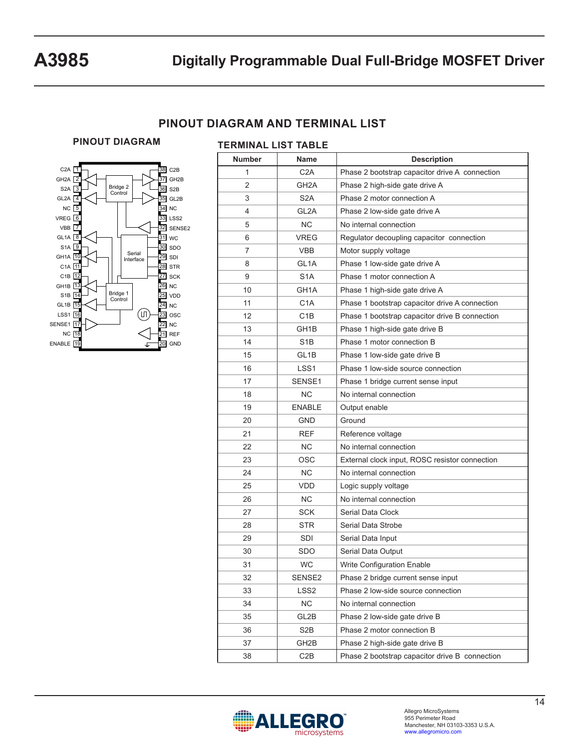## PINOUT DIAGRAM AND TERMINAL LIST

### PINOUT DIAGRAM

### TERMINAL LIST TABLE

| Number | Name | Description |
|---|---|---|
| 1 | C2A | Phase 2 bootstrap capacitor drive A connection |
| 2 | GH2A | Phase 2 high-side gate drive A |
| 3 | S2A | Phase 2 motor connection A |
| 4 | GL2A | Phase 2 low-side gate drive A |
| 5 | NC | No internal connection |
| 6 | VREG | Regulator decoupling capacitor connection |
| 7 | VBB | Motor supply voltage |
| 8 | GL1A | Phase 1 low-side gate drive A |
| 9 | S1A | Phase 1 motor connection A |
| 10 | GH1A | Phase 1 high-side gate drive A |
| 11 | C1A | Phase 1 bootstrap capacitor drive A connection |
| 12 | C1B | Phase 1 bootstrap capacitor drive B connection |
| 13 | GH1B | Phase 1 high-side gate drive B |
| 14 | S1B | Phase 1 motor connection B |
| 15 | GL1B | Phase 1 low-side gate drive B |
| 16 | LSS1 | Phase 1 low-side source connection |
| 17 | SENSE1 | Phase 1 bridge current sense input |
| 18 | NC | No internal connection |
| 19 | ENABLE | Output enable |
| 20 | GND | Ground |
| 21 | REF | Reference voltage |
| 22 | NC | No internal connection |
| 23 | OSC | External clock input, ROSC resistor connection |
| 24 | NC | No internal connection |
| 25 | VDD | Logic supply voltage |
| 26 | NC | No internal connection |
| 27 | SCK | Serial Data Clock |
| 28 | STR | Serial Data Strobe |
| 29 | SDI | Serial Data Input |
| 30 | SDO | Serial Data Output |
| 31 | WC | Write Configuration Enable |
| 32 | SENSE2 | Phase 2 bridge current sense input |
| 33 | LSS2 | Phase 2 low-side source connection |
| 34 | NC | No internal connection |
| 35 | GL2B | Phase 2 low-side gate drive B |
| 36 | S2B | Phase 2 motor connection B |
| 37 | GH2B | Phase 2 high-side gate drive B |
| 38 | C2B | Phase 2 bootstrap capacitor drive B connection |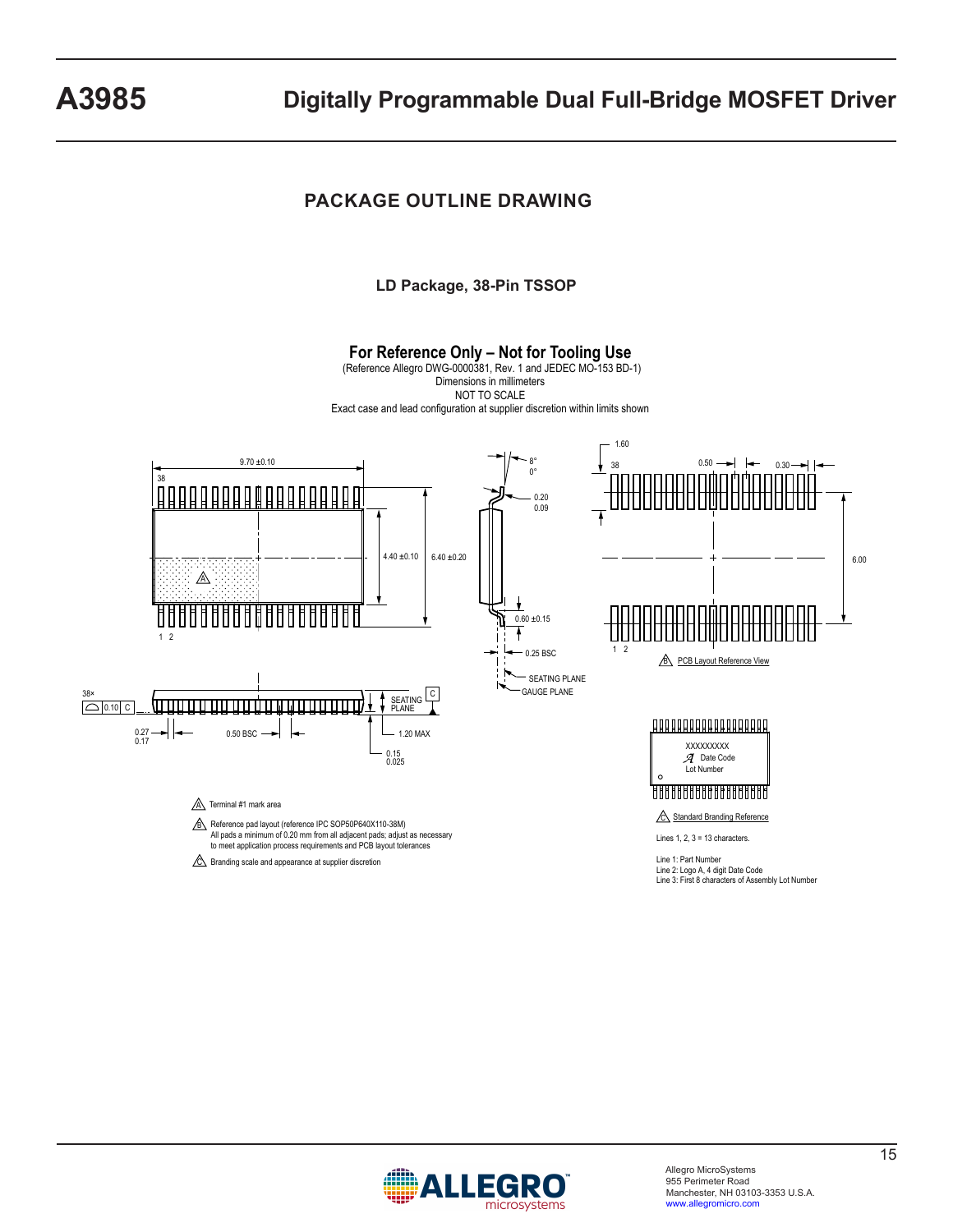## PACKAGE OUTLINE DRAWING

### LD Package, 38-Pin TSSOP

**For Reference Only – Not for Tooling Use**

(Reference Allegro DWG-0000381, Rev. 1 and JEDEC MO-153 BD-1)
Dimensions in millimeters
NOT TO SCALE
Exact case and lead configuration at supplier discretion within limits shown

9.70 ±0.10
38
1 2
4.40 ±0.10
6.40 ±0.20
8°
0°
0.20
0.09
0.60 ±0.15
0.25 BSC
SEATING PLANE
GAUGE PLANE
38×
0.10 C
SEATING PLANE
C
0.27
0.17
0.50 BSC
1.20 MAX
0.15
0.025
1.60
38
0.50
0.30
6.00
1 2
B PCB Layout Reference View

XXXXXXXXX
Date Code
Lot Number

C Standard Branding Reference

Lines 1, 2, 3 = 13 characters.

Line 1: Part Number
Line 2: Logo A, 4 digit Date Code
Line 3: First 8 characters of Assembly Lot Number

A Terminal #1 mark area

B Reference pad layout (reference IPC SOP50P640X110-38M)
All pads a minimum of 0.20 mm from all adjacent pads; adjust as necessary to meet application process requirements and PCB layout tolerances

C Branding scale and appearance at supplier discretion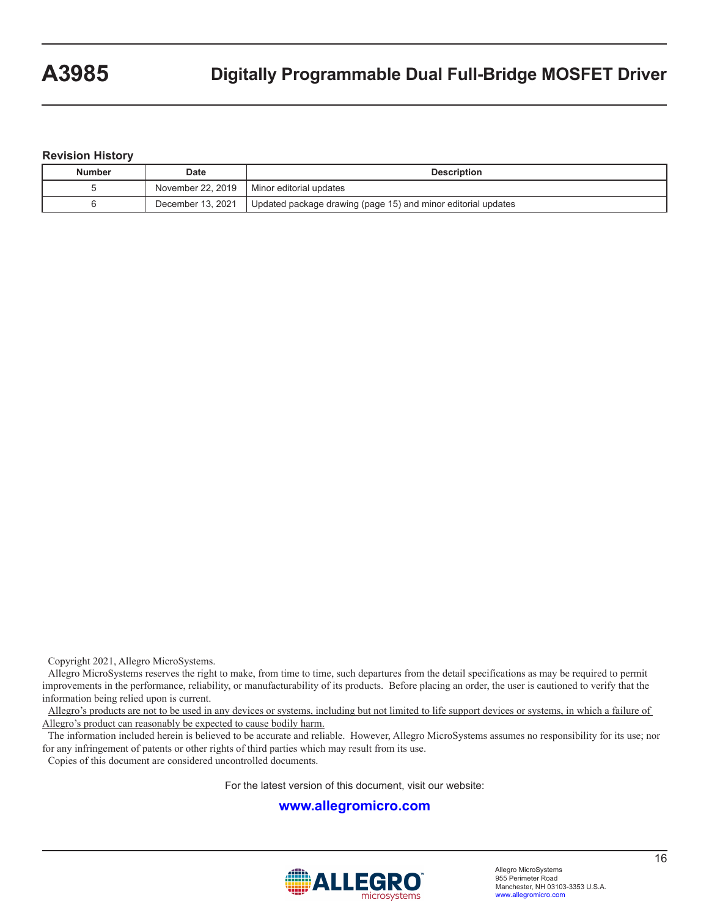### Revision History

| Number | Date | Description |
|---|---|---|
| 5 | November 22, 2019 | Minor editorial updates |
| 6 | December 13, 2021 | Updated package drawing (page 15) and minor editorial updates |

Copyright 2021, Allegro MicroSystems.

Allegro MicroSystems reserves the right to make, from time to time, such departures from the detail specifications as may be required to permit improvements in the performance, reliability, or manufacturability of its products. Before placing an order, the user is cautioned to verify that the information being relied upon is current.

Allegro's products are not to be used in any devices or systems, including but not limited to life support devices or systems, in which a failure of Allegro's product can reasonably be expected to cause bodily harm.

The information included herein is believed to be accurate and reliable. However, Allegro MicroSystems assumes no responsibility for its use; nor for any infringement of patents or other rights of third parties which may result from its use.

Copies of this document are considered uncontrolled documents.

For the latest version of this document, visit our website:

**www.allegromicro.com**

Allegro MicroSystems
955 Perimeter Road
Manchester, NH 03103-3353 U.S.A.
www.allegromicro.com